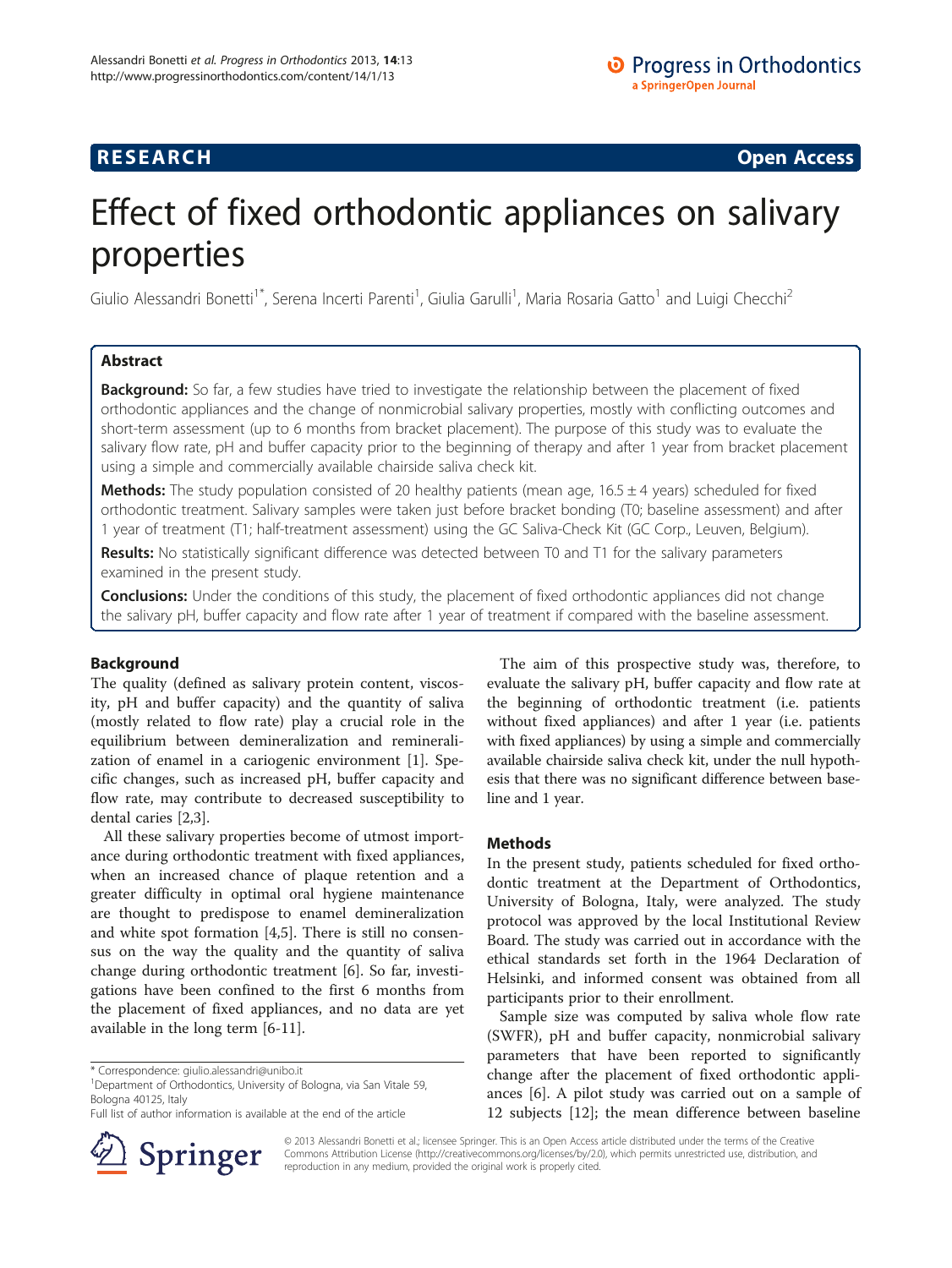RESEARCH Open Access

# Effect of fixed orthodontic appliances on salivary properties

Giulio Alessandri Bonetti[1*], Serena Incerti Parenti[1], Giulia Garulli[1], Maria Rosaria Gatto[1] and Luigi Checchi[2]

## Abstract

**Background:** So far, a few studies have tried to investigate the relationship between the placement of fixed orthodontic appliances and the change of nonmicrobial salivary properties, mostly with conflicting outcomes and short-term assessment (up to 6 months from bracket placement). The purpose of this study was to evaluate the salivary flow rate, pH and buffer capacity prior to the beginning of therapy and after 1 year from bracket placement using a simple and commercially available chairside saliva check kit.

**Methods:** The study population consisted of 20 healthy patients (mean age, 16.5 ± 4 years) scheduled for fixed orthodontic treatment. Salivary samples were taken just before bracket bonding (T0; baseline assessment) and after 1 year of treatment (T1; half-treatment assessment) using the GC Saliva-Check Kit (GC Corp., Leuven, Belgium).

**Results:** No statistically significant difference was detected between T0 and T1 for the salivary parameters examined in the present study.

**Conclusions:** Under the conditions of this study, the placement of fixed orthodontic appliances did not change the salivary pH, buffer capacity and flow rate after 1 year of treatment if compared with the baseline assessment.

## Background

The quality (defined as salivary protein content, viscosity, pH and buffer capacity) and the quantity of saliva (mostly related to flow rate) play a crucial role in the equilibrium between demineralization and remineralization of enamel in a cariogenic environment [1]. Specific changes, such as increased pH, buffer capacity and flow rate, may contribute to decreased susceptibility to dental caries [2,3].

All these salivary properties become of utmost importance during orthodontic treatment with fixed appliances, when an increased chance of plaque retention and a greater difficulty in optimal oral hygiene maintenance are thought to predispose to enamel demineralization and white spot formation [4,5]. There is still no consensus on the way the quality and the quantity of saliva change during orthodontic treatment [6]. So far, investigations have been confined to the first 6 months from the placement of fixed appliances, and no data are yet available in the long term [6-11].

The aim of this prospective study was, therefore, to evaluate the salivary pH, buffer capacity and flow rate at the beginning of orthodontic treatment (i.e. patients without fixed appliances) and after 1 year (i.e. patients with fixed appliances) by using a simple and commercially available chairside saliva check kit, under the null hypothesis that there was no significant difference between baseline and 1 year.

## Methods

In the present study, patients scheduled for fixed orthodontic treatment at the Department of Orthodontics, University of Bologna, Italy, were analyzed. The study protocol was approved by the local Institutional Review Board. The study was carried out in accordance with the ethical standards set forth in the 1964 Declaration of Helsinki, and informed consent was obtained from all participants prior to their enrollment.

Sample size was computed by saliva whole flow rate (SWFR), pH and buffer capacity, nonmicrobial salivary parameters that have been reported to significantly change after the placement of fixed orthodontic appliances [6]. A pilot study was carried out on a sample of 12 subjects [12]; the mean difference between baseline

\* Correspondence: giulio.alessandri@unibo.it
[1]Department of Orthodontics, University of Bologna, via San Vitale 59, Bologna 40125, Italy
Full list of author information is available at the end of the article

© 2013 Alessandri Bonetti et al.; licensee Springer. This is an Open Access article distributed under the terms of the Creative Commons Attribution License (http://creativecommons.org/licenses/by/2.0), which permits unrestricted use, distribution, and reproduction in any medium, provided the original work is properly cited.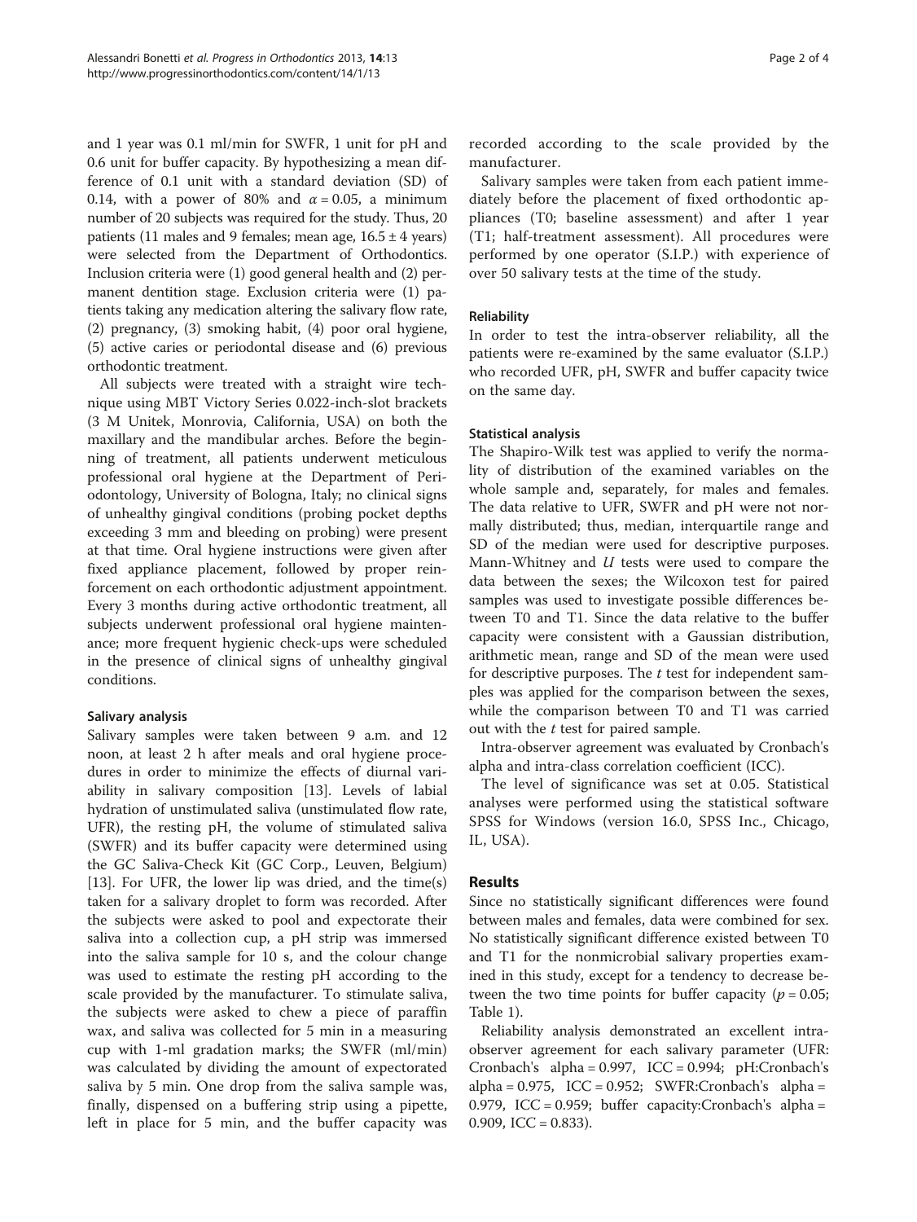and 1 year was 0.1 ml/min for SWFR, 1 unit for pH and 0.6 unit for buffer capacity. By hypothesizing a mean difference of 0.1 unit with a standard deviation (SD) of 0.14, with a power of 80% and $\alpha = 0.05$, a minimum number of 20 subjects was required for the study. Thus, 20 patients (11 males and 9 females; mean age, $16.5 \pm 4$ years) were selected from the Department of Orthodontics. Inclusion criteria were (1) good general health and (2) permanent dentition stage. Exclusion criteria were (1) patients taking any medication altering the salivary flow rate, (2) pregnancy, (3) smoking habit, (4) poor oral hygiene, (5) active caries or periodontal disease and (6) previous orthodontic treatment.

All subjects were treated with a straight wire technique using MBT Victory Series 0.022-inch-slot brackets (3 M Unitek, Monrovia, California, USA) on both the maxillary and the mandibular arches. Before the beginning of treatment, all patients underwent meticulous professional oral hygiene at the Department of Periodontology, University of Bologna, Italy; no clinical signs of unhealthy gingival conditions (probing pocket depths exceeding 3 mm and bleeding on probing) were present at that time. Oral hygiene instructions were given after fixed appliance placement, followed by proper reinforcement on each orthodontic adjustment appointment. Every 3 months during active orthodontic treatment, all subjects underwent professional oral hygiene maintenance; more frequent hygienic check-ups were scheduled in the presence of clinical signs of unhealthy gingival conditions.

### Salivary analysis

Salivary samples were taken between 9 a.m. and 12 noon, at least 2 h after meals and oral hygiene procedures in order to minimize the effects of diurnal variability in salivary composition [13]. Levels of labial hydration of unstimulated saliva (unstimulated flow rate, UFR), the resting pH, the volume of stimulated saliva (SWFR) and its buffer capacity were determined using the GC Saliva-Check Kit (GC Corp., Leuven, Belgium) [13]. For UFR, the lower lip was dried, and the time(s) taken for a salivary droplet to form was recorded. After the subjects were asked to pool and expectorate their saliva into a collection cup, a pH strip was immersed into the saliva sample for 10 s, and the colour change was used to estimate the resting pH according to the scale provided by the manufacturer. To stimulate saliva, the subjects were asked to chew a piece of paraffin wax, and saliva was collected for 5 min in a measuring cup with 1-ml gradation marks; the SWFR (ml/min) was calculated by dividing the amount of expectorated saliva by 5 min. One drop from the saliva sample was, finally, dispensed on a buffering strip using a pipette, left in place for 5 min, and the buffer capacity was recorded according to the scale provided by the manufacturer.

Salivary samples were taken from each patient immediately before the placement of fixed orthodontic appliances (T0; baseline assessment) and after 1 year (T1; half-treatment assessment). All procedures were performed by one operator (S.I.P.) with experience of over 50 salivary tests at the time of the study.

### Reliability

In order to test the intra-observer reliability, all the patients were re-examined by the same evaluator (S.I.P.) who recorded UFR, pH, SWFR and buffer capacity twice on the same day.

### Statistical analysis

The Shapiro-Wilk test was applied to verify the normality of distribution of the examined variables on the whole sample and, separately, for males and females. The data relative to UFR, SWFR and pH were not normally distributed; thus, median, interquartile range and SD of the median were used for descriptive purposes. Mann-Whitney and *U* tests were used to compare the data between the sexes; the Wilcoxon test for paired samples was used to investigate possible differences between T0 and T1. Since the data relative to the buffer capacity were consistent with a Gaussian distribution, arithmetic mean, range and SD of the mean were used for descriptive purposes. The *t* test for independent samples was applied for the comparison between the sexes, while the comparison between T0 and T1 was carried out with the *t* test for paired sample.

Intra-observer agreement was evaluated by Cronbach's alpha and intra-class correlation coefficient (ICC).

The level of significance was set at 0.05. Statistical analyses were performed using the statistical software SPSS for Windows (version 16.0, SPSS Inc., Chicago, IL, USA).

## Results

Since no statistically significant differences were found between males and females, data were combined for sex. No statistically significant difference existed between T0 and T1 for the nonmicrobial salivary properties examined in this study, except for a tendency to decrease between the two time points for buffer capacity ($p = 0.05$; Table 1).

Reliability analysis demonstrated an excellent intra-observer agreement for each salivary parameter (UFR: Cronbach's alpha = 0.997, ICC = 0.994; pH:Cronbach's alpha = 0.975, ICC = 0.952; SWFR:Cronbach's alpha = 0.979, ICC = 0.959; buffer capacity:Cronbach's alpha = 0.909, ICC = 0.833).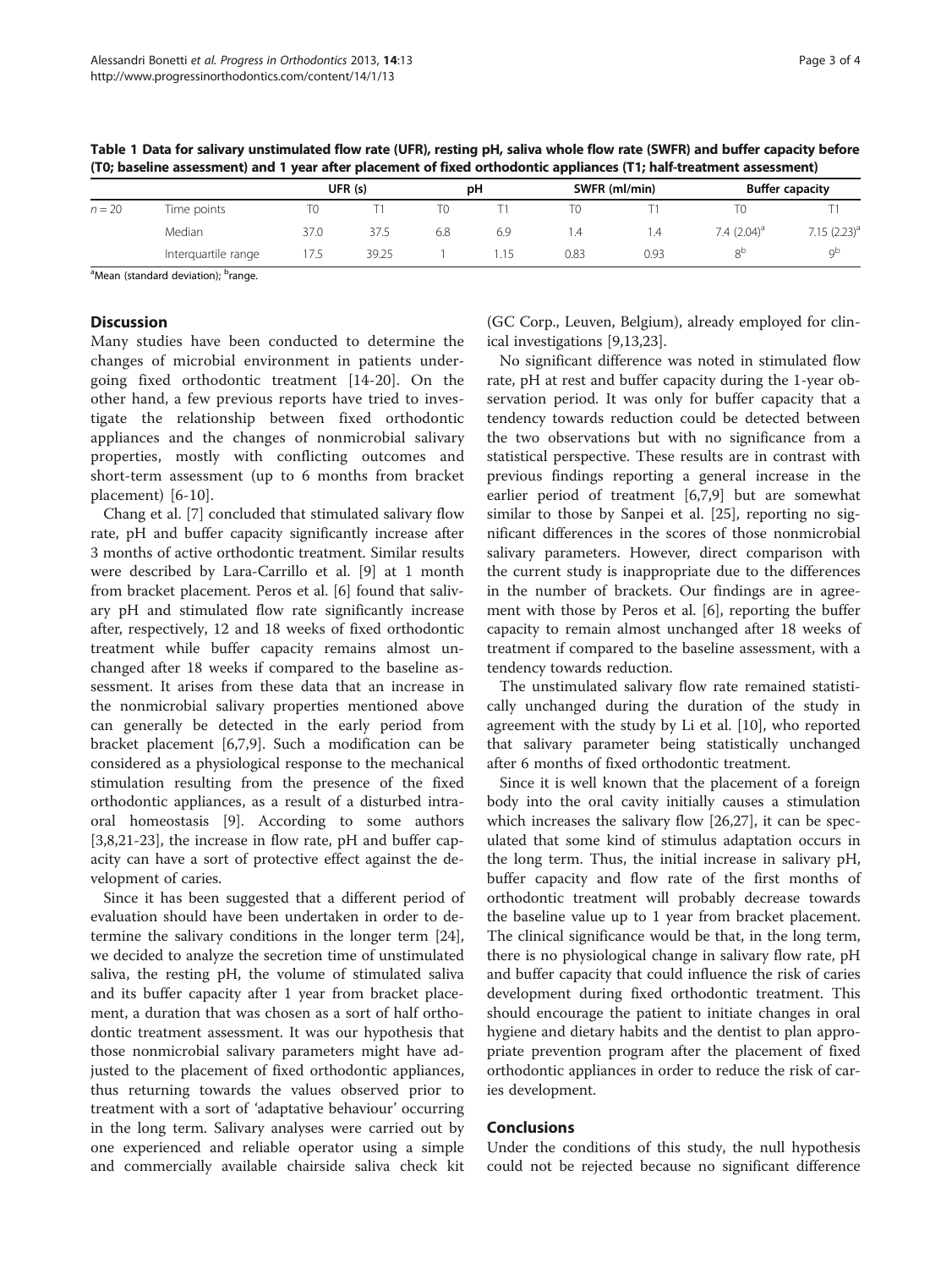**Table 1 Data for salivary unstimulated flow rate (UFR), resting pH, saliva whole flow rate (SWFR) and buffer capacity before (T0; baseline assessment) and 1 year after placement of fixed orthodontic appliances (T1; half-treatment assessment)**

| | | UFR (s) | | pH | | SWFR (ml/min) | | Buffer capacity | |
|---|---|---|---|---|---|---|---|---|---|
| $n = 20$ | Time points | T0 | T1 | T0 | T1 | T0 | T1 | T0 | T1 |
| | Median | 37.0 | 37.5 | 6.8 | 6.9 | 1.4 | 1.4 | 7.4 (2.04)[a] | 7.15 (2.23)[a] |
| | Interquartile range | 17.5 | 39.25 | 1 | 1.15 | 0.83 | 0.93 | 8[b] | 9[b] |

[a]Mean (standard deviation); [b]range.

## Discussion

Many studies have been conducted to determine the changes of microbial environment in patients undergoing fixed orthodontic treatment [14-20]. On the other hand, a few previous reports have tried to investigate the relationship between fixed orthodontic appliances and the changes of nonmicrobial salivary properties, mostly with conflicting outcomes and short-term assessment (up to 6 months from bracket placement) [6-10].

Chang et al. [7] concluded that stimulated salivary flow rate, pH and buffer capacity significantly increase after 3 months of active orthodontic treatment. Similar results were described by Lara-Carrillo et al. [9] at 1 month from bracket placement. Peros et al. [6] found that salivary pH and stimulated flow rate significantly increase after, respectively, 12 and 18 weeks of fixed orthodontic treatment while buffer capacity remains almost unchanged after 18 weeks if compared to the baseline assessment. It arises from these data that an increase in the nonmicrobial salivary properties mentioned above can generally be detected in the early period from bracket placement [6,7,9]. Such a modification can be considered as a physiological response to the mechanical stimulation resulting from the presence of the fixed orthodontic appliances, as a result of a disturbed intraoral homeostasis [9]. According to some authors [3,8,21-23], the increase in flow rate, pH and buffer capacity can have a sort of protective effect against the development of caries.

Since it has been suggested that a different period of evaluation should have been undertaken in order to determine the salivary conditions in the longer term [24], we decided to analyze the secretion time of unstimulated saliva, the resting pH, the volume of stimulated saliva and its buffer capacity after 1 year from bracket placement, a duration that was chosen as a sort of half orthodontic treatment assessment. It was our hypothesis that those nonmicrobial salivary parameters might have adjusted to the placement of fixed orthodontic appliances, thus returning towards the values observed prior to treatment with a sort of 'adaptative behaviour' occurring in the long term. Salivary analyses were carried out by one experienced and reliable operator using a simple and commercially available chairside saliva check kit (GC Corp., Leuven, Belgium), already employed for clinical investigations [9,13,23].

No significant difference was noted in stimulated flow rate, pH at rest and buffer capacity during the 1-year observation period. It was only for buffer capacity that a tendency towards reduction could be detected between the two observations but with no significance from a statistical perspective. These results are in contrast with previous findings reporting a general increase in the earlier period of treatment [6,7,9] but are somewhat similar to those by Sanpei et al. [25], reporting no significant differences in the scores of those nonmicrobial salivary parameters. However, direct comparison with the current study is inappropriate due to the differences in the number of brackets. Our findings are in agreement with those by Peros et al. [6], reporting the buffer capacity to remain almost unchanged after 18 weeks of treatment if compared to the baseline assessment, with a tendency towards reduction.

The unstimulated salivary flow rate remained statistically unchanged during the duration of the study in agreement with the study by Li et al. [10], who reported that salivary parameter being statistically unchanged after 6 months of fixed orthodontic treatment.

Since it is well known that the placement of a foreign body into the oral cavity initially causes a stimulation which increases the salivary flow [26,27], it can be speculated that some kind of stimulus adaptation occurs in the long term. Thus, the initial increase in salivary pH, buffer capacity and flow rate of the first months of orthodontic treatment will probably decrease towards the baseline value up to 1 year from bracket placement. The clinical significance would be that, in the long term, there is no physiological change in salivary flow rate, pH and buffer capacity that could influence the risk of caries development during fixed orthodontic treatment. This should encourage the patient to initiate changes in oral hygiene and dietary habits and the dentist to plan appropriate prevention program after the placement of fixed orthodontic appliances in order to reduce the risk of caries development.

## Conclusions

Under the conditions of this study, the null hypothesis could not be rejected because no significant difference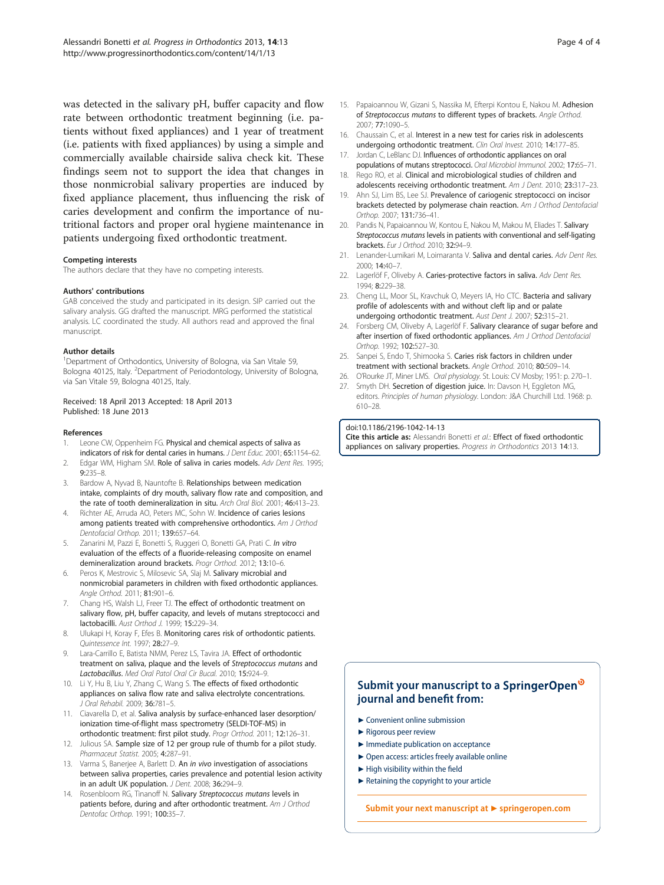was detected in the salivary pH, buffer capacity and flow rate between orthodontic treatment beginning (i.e. patients without fixed appliances) and 1 year of treatment (i.e. patients with fixed appliances) by using a simple and commercially available chairside saliva check kit. These findings seem not to support the idea that changes in those nonmicrobial salivary properties are induced by fixed appliance placement, thus influencing the risk of caries development and confirm the importance of nutritional factors and proper oral hygiene maintenance in patients undergoing fixed orthodontic treatment.

#### Competing interests

The authors declare that they have no competing interests.

#### Authors' contributions

GAB conceived the study and participated in its design. SIP carried out the salivary analysis. GG drafted the manuscript. MRG performed the statistical analysis. LC coordinated the study. All authors read and approved the final manuscript.

#### Author details

[1]Department of Orthodontics, University of Bologna, via San Vitale 59, Bologna 40125, Italy. [2]Department of Periodontology, University of Bologna, via San Vitale 59, Bologna 40125, Italy.

Received: 18 April 2013 Accepted: 18 April 2013
Published: 18 June 2013

#### References

1. Leone CW, Oppenheim FG. **Physical and chemical aspects of saliva as indicators of risk for dental caries in humans.** *J Dent Educ.* 2001; **65**:1154–62.
2. Edgar WM, Higham SM. **Role of saliva in caries models.** *Adv Dent Res.* 1995; **9**:235–8.
3. Bardow A, Nyvad B, Nauntofte B. **Relationships between medication intake, complaints of dry mouth, salivary flow rate and composition, and the rate of tooth demineralization in situ.** *Arch Oral Biol.* 2001; **46**:413–23.
4. Richter AE, Arruda AO, Peters MC, Sohn W. **Incidence of caries lesions among patients treated with comprehensive orthodontics.** *Am J Orthod Dentofacial Orthop.* 2011; **139**:657–64.
5. Zanarini M, Pazzi E, Bonetti S, Ruggeri O, Bonetti GA, Prati C. ***In vitro* evaluation of the effects of a fluoride-releasing composite on enamel demineralization around brackets.** *Progr Orthod.* 2012; **13**:10–6.
6. Peros K, Mestrovic S, Milosevic SA, Slaj M. **Salivary microbial and nonmicrobial parameters in children with fixed orthodontic appliances.** *Angle Orthod.* 2011; **81**:901–6.
7. Chang HS, Walsh LJ, Freer TJ. **The effect of orthodontic treatment on salivary flow, pH, buffer capacity, and levels of mutans streptococci and lactobacilli.** *Aust Orthod J.* 1999; **15**:229–34.
8. Ulukapi H, Koray F, Efes B. **Monitoring cares risk of orthodontic patients.** *Quintessence Int.* 1997; **28**:27–9.
9. Lara-Carrillo E, Batista NMM, Perez LS, Tavira JA. **Effect of orthodontic treatment on saliva, plaque and the levels of *Streptococcus mutans* and *Lactobacillus*.** *Med Oral Patol Oral Cir Bucal.* 2010; **15**:924–9.
10. Li Y, Hu B, Liu Y, Zhang C, Wang S. **The effects of fixed orthodontic appliances on saliva flow rate and saliva electrolyte concentrations.** *J Oral Rehabil.* 2009; **36**:781–5.
11. Ciavarella D, et al. **Saliva analysis by surface-enhanced laser desorption/ionization time-of-flight mass spectrometry (SELDI-TOF-MS) in orthodontic treatment: first pilot study.** *Progr Orthod.* 2011; **12**:126–31.
12. Julious SA. **Sample size of 12 per group rule of thumb for a pilot study.** *Pharmaceut Statist.* 2005; **4**:287–91.
13. Varma S, Banerjee A, Barlett D. **An *in vivo* investigation of associations between saliva properties, caries prevalence and potential lesion activity in an adult UK population.** *J Dent.* 2008; **36**:294–9.
14. Rosenbloom RG, Tinanoff N. **Salivary *Streptococcus mutans* levels in patients before, during and after orthodontic treatment.** *Am J Orthod Dentofac Orthop.* 1991; **100**:35–7.
15. Papaioannou W, Gizani S, Nassika M, Efterpi Kontou E, Nakou M. **Adhesion of *Streptococcus mutans* to different types of brackets.** *Angle Orthod.* 2007; **77**:1090–5.
16. Chaussain C, et al. **Interest in a new test for caries risk in adolescents undergoing orthodontic treatment.** *Clin Oral Invest.* 2010; **14**:177–85.
17. Jordan C, LeBlanc DJ. **Influences of orthodontic appliances on oral populations of mutans streptococci.** *Oral Microbiol Immunol.* 2002; **17**:65–71.
18. Rego RO, et al. **Clinical and microbiological studies of children and adolescents receiving orthodontic treatment.** *Am J Dent.* 2010; **23**:317–23.
19. Ahn SJ, Lim BS, Lee SJ. **Prevalence of cariogenic streptococci on incisor brackets detected by polymerase chain reaction.** *Am J Orthod Dentofacial Orthop.* 2007; **131**:736–41.
20. Pandis N, Papaioannou W, Kontou E, Nakou M, Makou M, Eliades T. **Salivary *Streptococcus mutans* levels in patients with conventional and self-ligating brackets.** *Eur J Orthod.* 2010; **32**:94–9.
21. Lenander-Lumikari M, Loimaranta V. **Saliva and dental caries.** *Adv Dent Res.* 2000; **14**:40–7.
22. Lagerlöf F, Oliveby A. **Caries-protective factors in saliva.** *Adv Dent Res.* 1994; **8**:229–38.
23. Cheng LL, Moor SL, Kravchuk O, Meyers IA, Ho CTC. **Bacteria and salivary profile of adolescents with and without cleft lip and or palate undergoing orthodontic treatment.** *Aust Dent J.* 2007; **52**:315–21.
24. Forsberg CM, Oliveby A, Lagerlöf F. **Salivary clearance of sugar before and after insertion of fixed orthodontic appliances.** *Am J Orthod Dentofacial Orthop.* 1992; **102**:527–30.
25. Sanpei S, Endo T, Shimooka S. **Caries risk factors in children under treatment with sectional brackets.** *Angle Orthod.* 2010; **80**:509–14.
26. O'Rourke JT, Miner LMS. *Oral physiology.* St. Louis: CV Mosby; 1951: p. 270–1.
27. Smyth DH. **Secretion of digestion juice.** In: Davson H, Eggleton MG, editors. *Principles of human physiology.* London: J&A Churchill Ltd. 1968: p. 610–28.

doi:10.1186/2196-1042-14-13
**Cite this article as:** Alessandri Bonetti *et al.*: Effect of fixed orthodontic appliances on salivary properties. *Progress in Orthodontics* 2013 **14**:13.

**Submit your manuscript to a SpringerOpen journal and benefit from:**

- ► Convenient online submission
- ► Rigorous peer review
- ► Immediate publication on acceptance
- ► Open access: articles freely available online
- ► High visibility within the field
- ► Retaining the copyright to your article

**Submit your next manuscript at ► springeropen.com**